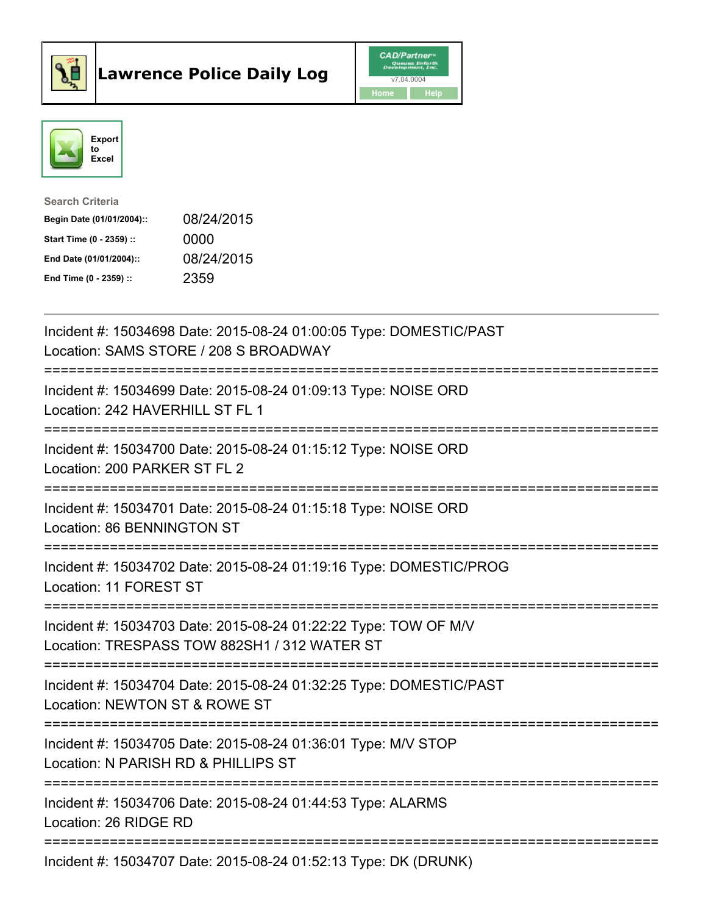# Lawrence Police Daily Log

CAD/Partner
v7.04.0004
Home Help

Export to Excel

**Search Criteria**

| | |
|---|---|
| **Begin Date (01/01/2004)::** | 08/24/2015 |
| **Start Time (0 - 2359) ::** | 0000 |
| **End Date (01/01/2004)::** | 08/24/2015 |
| **End Time (0 - 2359) ::** | 2359 |

Incident #: 15034698 Date: 2015-08-24 01:00:05 Type: DOMESTIC/PAST
Location: SAMS STORE / 208 S BROADWAY

===========================================================================

Incident #: 15034699 Date: 2015-08-24 01:09:13 Type: NOISE ORD
Location: 242 HAVERHILL ST FL 1

===========================================================================

Incident #: 15034700 Date: 2015-08-24 01:15:12 Type: NOISE ORD
Location: 200 PARKER ST FL 2

===========================================================================

Incident #: 15034701 Date: 2015-08-24 01:15:18 Type: NOISE ORD
Location: 86 BENNINGTON ST

===========================================================================

Incident #: 15034702 Date: 2015-08-24 01:19:16 Type: DOMESTIC/PROG
Location: 11 FOREST ST

===========================================================================

Incident #: 15034703 Date: 2015-08-24 01:22:22 Type: TOW OF M/V
Location: TRESPASS TOW 882SH1 / 312 WATER ST

===========================================================================

Incident #: 15034704 Date: 2015-08-24 01:32:25 Type: DOMESTIC/PAST
Location: NEWTON ST & ROWE ST

===========================================================================

Incident #: 15034705 Date: 2015-08-24 01:36:01 Type: M/V STOP
Location: N PARISH RD & PHILLIPS ST

===========================================================================

Incident #: 15034706 Date: 2015-08-24 01:44:53 Type: ALARMS
Location: 26 RIDGE RD

===========================================================================

Incident #: 15034707 Date: 2015-08-24 01:52:13 Type: DK (DRUNK)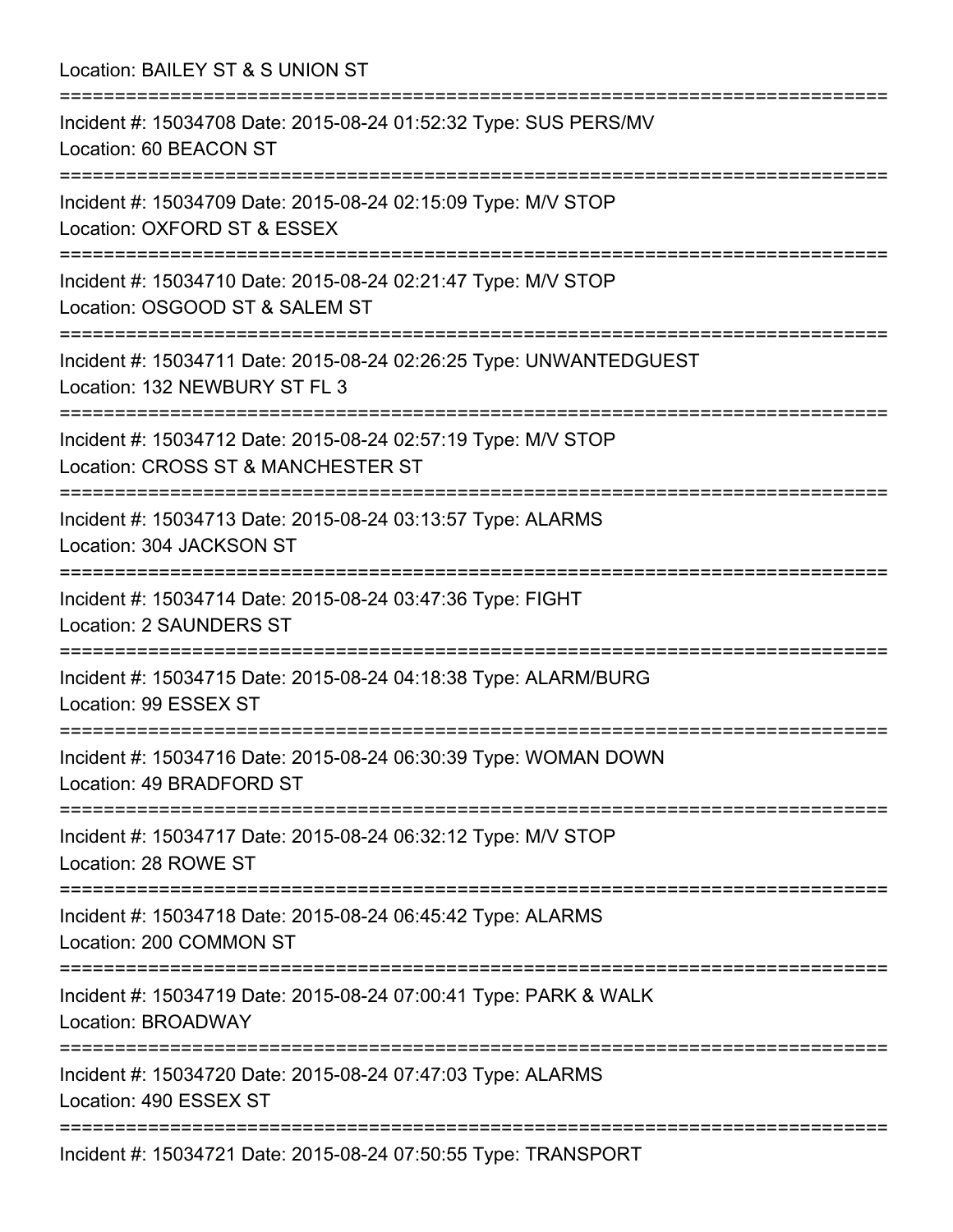Location: BAILEY ST & S UNION ST

===========================================================================

Incident #: 15034708 Date: 2015-08-24 01:52:32 Type: SUS PERS/MV
Location: 60 BEACON ST

===========================================================================

Incident #: 15034709 Date: 2015-08-24 02:15:09 Type: M/V STOP
Location: OXFORD ST & ESSEX

===========================================================================

Incident #: 15034710 Date: 2015-08-24 02:21:47 Type: M/V STOP
Location: OSGOOD ST & SALEM ST

===========================================================================

Incident #: 15034711 Date: 2015-08-24 02:26:25 Type: UNWANTEDGUEST
Location: 132 NEWBURY ST FL 3

===========================================================================

Incident #: 15034712 Date: 2015-08-24 02:57:19 Type: M/V STOP
Location: CROSS ST & MANCHESTER ST

===========================================================================

Incident #: 15034713 Date: 2015-08-24 03:13:57 Type: ALARMS
Location: 304 JACKSON ST

===========================================================================

Incident #: 15034714 Date: 2015-08-24 03:47:36 Type: FIGHT
Location: 2 SAUNDERS ST

===========================================================================

Incident #: 15034715 Date: 2015-08-24 04:18:38 Type: ALARM/BURG
Location: 99 ESSEX ST

===========================================================================

Incident #: 15034716 Date: 2015-08-24 06:30:39 Type: WOMAN DOWN
Location: 49 BRADFORD ST

===========================================================================

Incident #: 15034717 Date: 2015-08-24 06:32:12 Type: M/V STOP
Location: 28 ROWE ST

===========================================================================

Incident #: 15034718 Date: 2015-08-24 06:45:42 Type: ALARMS
Location: 200 COMMON ST

===========================================================================

Incident #: 15034719 Date: 2015-08-24 07:00:41 Type: PARK & WALK
Location: BROADWAY

===========================================================================

Incident #: 15034720 Date: 2015-08-24 07:47:03 Type: ALARMS
Location: 490 ESSEX ST

===========================================================================

Incident #: 15034721 Date: 2015-08-24 07:50:55 Type: TRANSPORT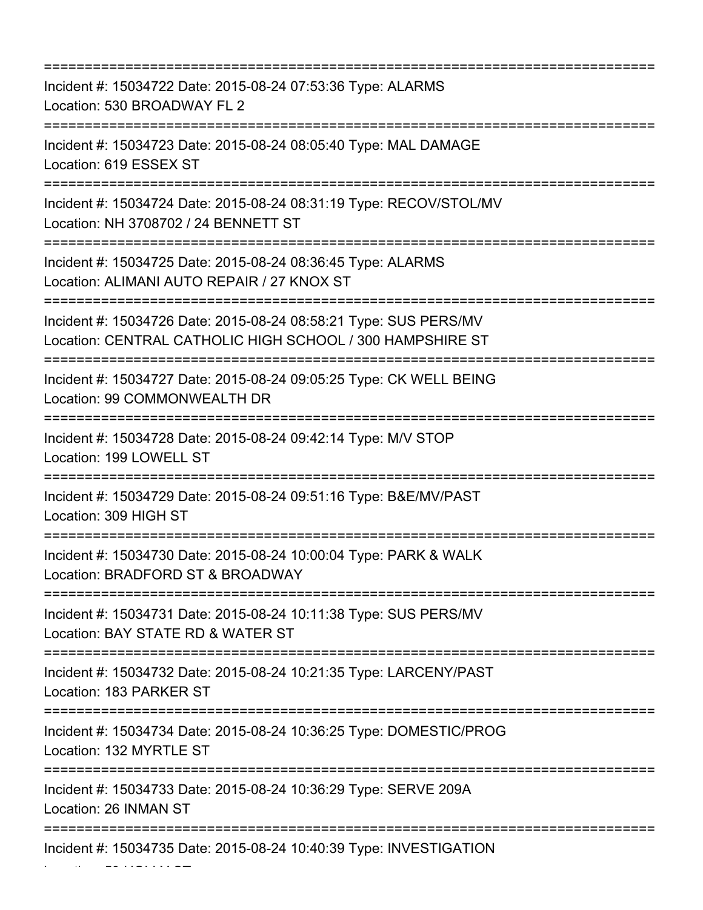===========================================================================
Incident #: 15034722 Date: 2015-08-24 07:53:36 Type: ALARMS
Location: 530 BROADWAY FL 2
===========================================================================
Incident #: 15034723 Date: 2015-08-24 08:05:40 Type: MAL DAMAGE
Location: 619 ESSEX ST
===========================================================================
Incident #: 15034724 Date: 2015-08-24 08:31:19 Type: RECOV/STOL/MV
Location: NH 3708702 / 24 BENNETT ST
===========================================================================
Incident #: 15034725 Date: 2015-08-24 08:36:45 Type: ALARMS
Location: ALIMANI AUTO REPAIR / 27 KNOX ST
===========================================================================
Incident #: 15034726 Date: 2015-08-24 08:58:21 Type: SUS PERS/MV
Location: CENTRAL CATHOLIC HIGH SCHOOL / 300 HAMPSHIRE ST
===========================================================================
Incident #: 15034727 Date: 2015-08-24 09:05:25 Type: CK WELL BEING
Location: 99 COMMONWEALTH DR
===========================================================================
Incident #: 15034728 Date: 2015-08-24 09:42:14 Type: M/V STOP
Location: 199 LOWELL ST
===========================================================================
Incident #: 15034729 Date: 2015-08-24 09:51:16 Type: B&E/MV/PAST
Location: 309 HIGH ST
===========================================================================
Incident #: 15034730 Date: 2015-08-24 10:00:04 Type: PARK & WALK
Location: BRADFORD ST & BROADWAY
===========================================================================
Incident #: 15034731 Date: 2015-08-24 10:11:38 Type: SUS PERS/MV
Location: BAY STATE RD & WATER ST
===========================================================================
Incident #: 15034732 Date: 2015-08-24 10:21:35 Type: LARCENY/PAST
Location: 183 PARKER ST
===========================================================================
Incident #: 15034734 Date: 2015-08-24 10:36:25 Type: DOMESTIC/PROG
Location: 132 MYRTLE ST
===========================================================================
Incident #: 15034733 Date: 2015-08-24 10:36:29 Type: SERVE 209A
Location: 26 INMAN ST
===========================================================================
Incident #: 15034735 Date: 2015-08-24 10:40:39 Type: INVESTIGATION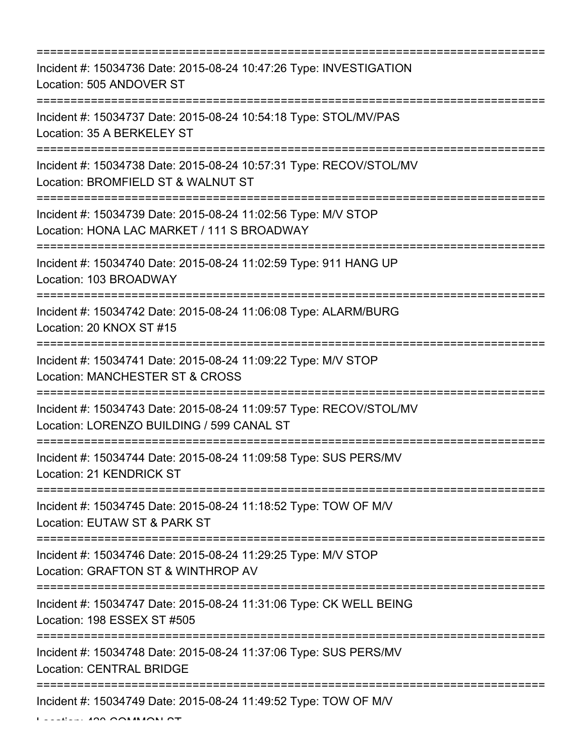===========================================================================

Incident #: 15034736 Date: 2015-08-24 10:47:26 Type: INVESTIGATION
Location: 505 ANDOVER ST

===========================================================================

Incident #: 15034737 Date: 2015-08-24 10:54:18 Type: STOL/MV/PAS
Location: 35 A BERKELEY ST

===========================================================================

Incident #: 15034738 Date: 2015-08-24 10:57:31 Type: RECOV/STOL/MV
Location: BROMFIELD ST & WALNUT ST

===========================================================================

Incident #: 15034739 Date: 2015-08-24 11:02:56 Type: M/V STOP
Location: HONA LAC MARKET / 111 S BROADWAY

===========================================================================

Incident #: 15034740 Date: 2015-08-24 11:02:59 Type: 911 HANG UP
Location: 103 BROADWAY

===========================================================================

Incident #: 15034742 Date: 2015-08-24 11:06:08 Type: ALARM/BURG
Location: 20 KNOX ST #15

===========================================================================

Incident #: 15034741 Date: 2015-08-24 11:09:22 Type: M/V STOP
Location: MANCHESTER ST & CROSS

===========================================================================

Incident #: 15034743 Date: 2015-08-24 11:09:57 Type: RECOV/STOL/MV
Location: LORENZO BUILDING / 599 CANAL ST

===========================================================================

Incident #: 15034744 Date: 2015-08-24 11:09:58 Type: SUS PERS/MV
Location: 21 KENDRICK ST

===========================================================================

Incident #: 15034745 Date: 2015-08-24 11:18:52 Type: TOW OF M/V
Location: EUTAW ST & PARK ST

===========================================================================

Incident #: 15034746 Date: 2015-08-24 11:29:25 Type: M/V STOP
Location: GRAFTON ST & WINTHROP AV

===========================================================================

Incident #: 15034747 Date: 2015-08-24 11:31:06 Type: CK WELL BEING
Location: 198 ESSEX ST #505

===========================================================================

Incident #: 15034748 Date: 2015-08-24 11:37:06 Type: SUS PERS/MV
Location: CENTRAL BRIDGE

===========================================================================

Incident #: 15034749 Date: 2015-08-24 11:49:52 Type: TOW OF M/V
Location: 430 COMMON ST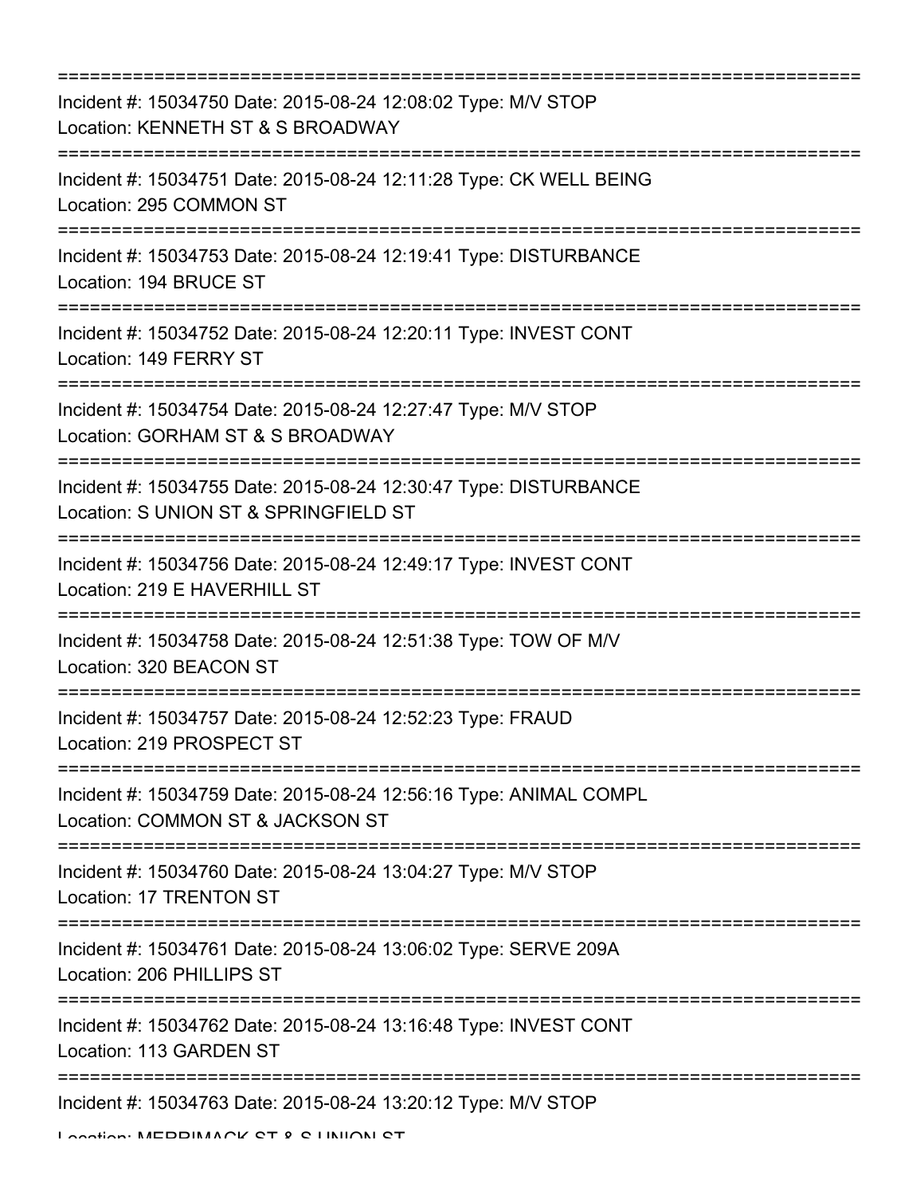===========================================================================

Incident #: 15034750 Date: 2015-08-24 12:08:02 Type: M/V STOP
Location: KENNETH ST & S BROADWAY

===========================================================================

Incident #: 15034751 Date: 2015-08-24 12:11:28 Type: CK WELL BEING
Location: 295 COMMON ST

===========================================================================

Incident #: 15034753 Date: 2015-08-24 12:19:41 Type: DISTURBANCE
Location: 194 BRUCE ST

===========================================================================

Incident #: 15034752 Date: 2015-08-24 12:20:11 Type: INVEST CONT
Location: 149 FERRY ST

===========================================================================

Incident #: 15034754 Date: 2015-08-24 12:27:47 Type: M/V STOP
Location: GORHAM ST & S BROADWAY

===========================================================================

Incident #: 15034755 Date: 2015-08-24 12:30:47 Type: DISTURBANCE
Location: S UNION ST & SPRINGFIELD ST

===========================================================================

Incident #: 15034756 Date: 2015-08-24 12:49:17 Type: INVEST CONT
Location: 219 E HAVERHILL ST

===========================================================================

Incident #: 15034758 Date: 2015-08-24 12:51:38 Type: TOW OF M/V
Location: 320 BEACON ST

===========================================================================

Incident #: 15034757 Date: 2015-08-24 12:52:23 Type: FRAUD
Location: 219 PROSPECT ST

===========================================================================

Incident #: 15034759 Date: 2015-08-24 12:56:16 Type: ANIMAL COMPL
Location: COMMON ST & JACKSON ST

===========================================================================

Incident #: 15034760 Date: 2015-08-24 13:04:27 Type: M/V STOP
Location: 17 TRENTON ST

===========================================================================

Incident #: 15034761 Date: 2015-08-24 13:06:02 Type: SERVE 209A
Location: 206 PHILLIPS ST

===========================================================================

Incident #: 15034762 Date: 2015-08-24 13:16:48 Type: INVEST CONT
Location: 113 GARDEN ST

===========================================================================

Incident #: 15034763 Date: 2015-08-24 13:20:12 Type: M/V STOP
Location: MERRIMACK ST & S UNION ST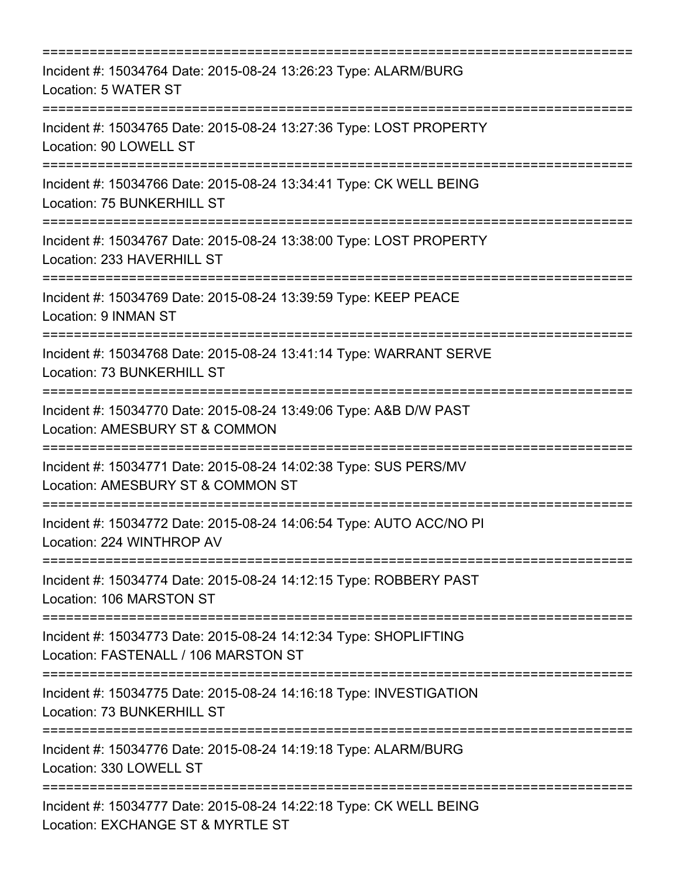===========================================================================

Incident #: 15034764 Date: 2015-08-24 13:26:23 Type: ALARM/BURG
Location: 5 WATER ST

===========================================================================

Incident #: 15034765 Date: 2015-08-24 13:27:36 Type: LOST PROPERTY
Location: 90 LOWELL ST

===========================================================================

Incident #: 15034766 Date: 2015-08-24 13:34:41 Type: CK WELL BEING
Location: 75 BUNKERHILL ST

===========================================================================

Incident #: 15034767 Date: 2015-08-24 13:38:00 Type: LOST PROPERTY
Location: 233 HAVERHILL ST

===========================================================================

Incident #: 15034769 Date: 2015-08-24 13:39:59 Type: KEEP PEACE
Location: 9 INMAN ST

===========================================================================

Incident #: 15034768 Date: 2015-08-24 13:41:14 Type: WARRANT SERVE
Location: 73 BUNKERHILL ST

===========================================================================

Incident #: 15034770 Date: 2015-08-24 13:49:06 Type: A&B D/W PAST
Location: AMESBURY ST & COMMON

===========================================================================

Incident #: 15034771 Date: 2015-08-24 14:02:38 Type: SUS PERS/MV
Location: AMESBURY ST & COMMON ST

===========================================================================

Incident #: 15034772 Date: 2015-08-24 14:06:54 Type: AUTO ACC/NO PI
Location: 224 WINTHROP AV

===========================================================================

Incident #: 15034774 Date: 2015-08-24 14:12:15 Type: ROBBERY PAST
Location: 106 MARSTON ST

===========================================================================

Incident #: 15034773 Date: 2015-08-24 14:12:34 Type: SHOPLIFTING
Location: FASTENALL / 106 MARSTON ST

===========================================================================

Incident #: 15034775 Date: 2015-08-24 14:16:18 Type: INVESTIGATION
Location: 73 BUNKERHILL ST

===========================================================================

Incident #: 15034776 Date: 2015-08-24 14:19:18 Type: ALARM/BURG
Location: 330 LOWELL ST

===========================================================================

Incident #: 15034777 Date: 2015-08-24 14:22:18 Type: CK WELL BEING
Location: EXCHANGE ST & MYRTLE ST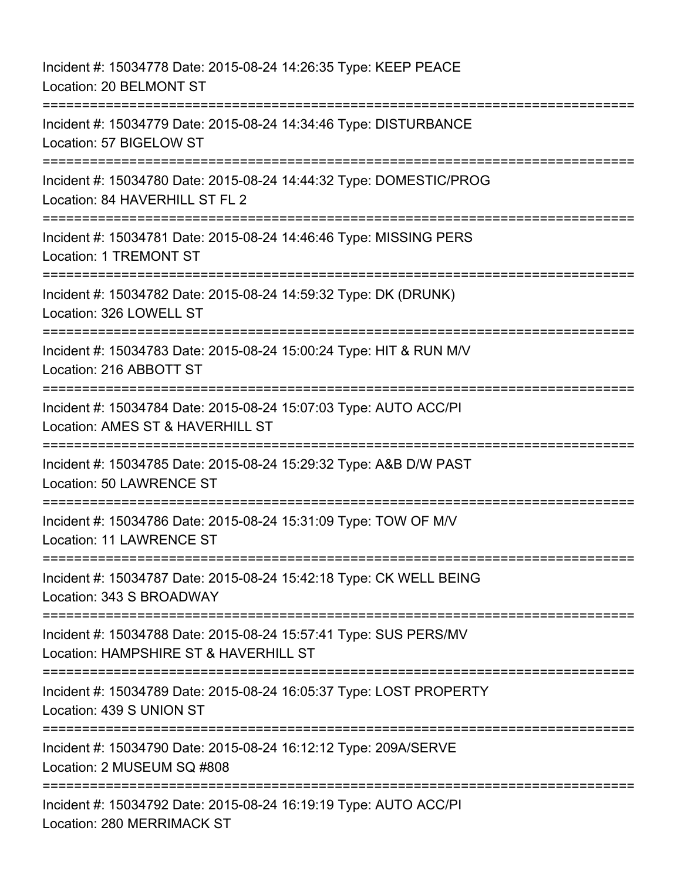Incident #: 15034778 Date: 2015-08-24 14:26:35 Type: KEEP PEACE
Location: 20 BELMONT ST

===========================================================================

Incident #: 15034779 Date: 2015-08-24 14:34:46 Type: DISTURBANCE
Location: 57 BIGELOW ST

===========================================================================

Incident #: 15034780 Date: 2015-08-24 14:44:32 Type: DOMESTIC/PROG
Location: 84 HAVERHILL ST FL 2

===========================================================================

Incident #: 15034781 Date: 2015-08-24 14:46:46 Type: MISSING PERS
Location: 1 TREMONT ST

===========================================================================

Incident #: 15034782 Date: 2015-08-24 14:59:32 Type: DK (DRUNK)
Location: 326 LOWELL ST

===========================================================================

Incident #: 15034783 Date: 2015-08-24 15:00:24 Type: HIT & RUN M/V
Location: 216 ABBOTT ST

===========================================================================

Incident #: 15034784 Date: 2015-08-24 15:07:03 Type: AUTO ACC/PI
Location: AMES ST & HAVERHILL ST

===========================================================================

Incident #: 15034785 Date: 2015-08-24 15:29:32 Type: A&B D/W PAST
Location: 50 LAWRENCE ST

===========================================================================

Incident #: 15034786 Date: 2015-08-24 15:31:09 Type: TOW OF M/V
Location: 11 LAWRENCE ST

===========================================================================

Incident #: 15034787 Date: 2015-08-24 15:42:18 Type: CK WELL BEING
Location: 343 S BROADWAY

===========================================================================

Incident #: 15034788 Date: 2015-08-24 15:57:41 Type: SUS PERS/MV
Location: HAMPSHIRE ST & HAVERHILL ST

===========================================================================

Incident #: 15034789 Date: 2015-08-24 16:05:37 Type: LOST PROPERTY
Location: 439 S UNION ST

===========================================================================

Incident #: 15034790 Date: 2015-08-24 16:12:12 Type: 209A/SERVE
Location: 2 MUSEUM SQ #808

===========================================================================

Incident #: 15034792 Date: 2015-08-24 16:19:19 Type: AUTO ACC/PI
Location: 280 MERRIMACK ST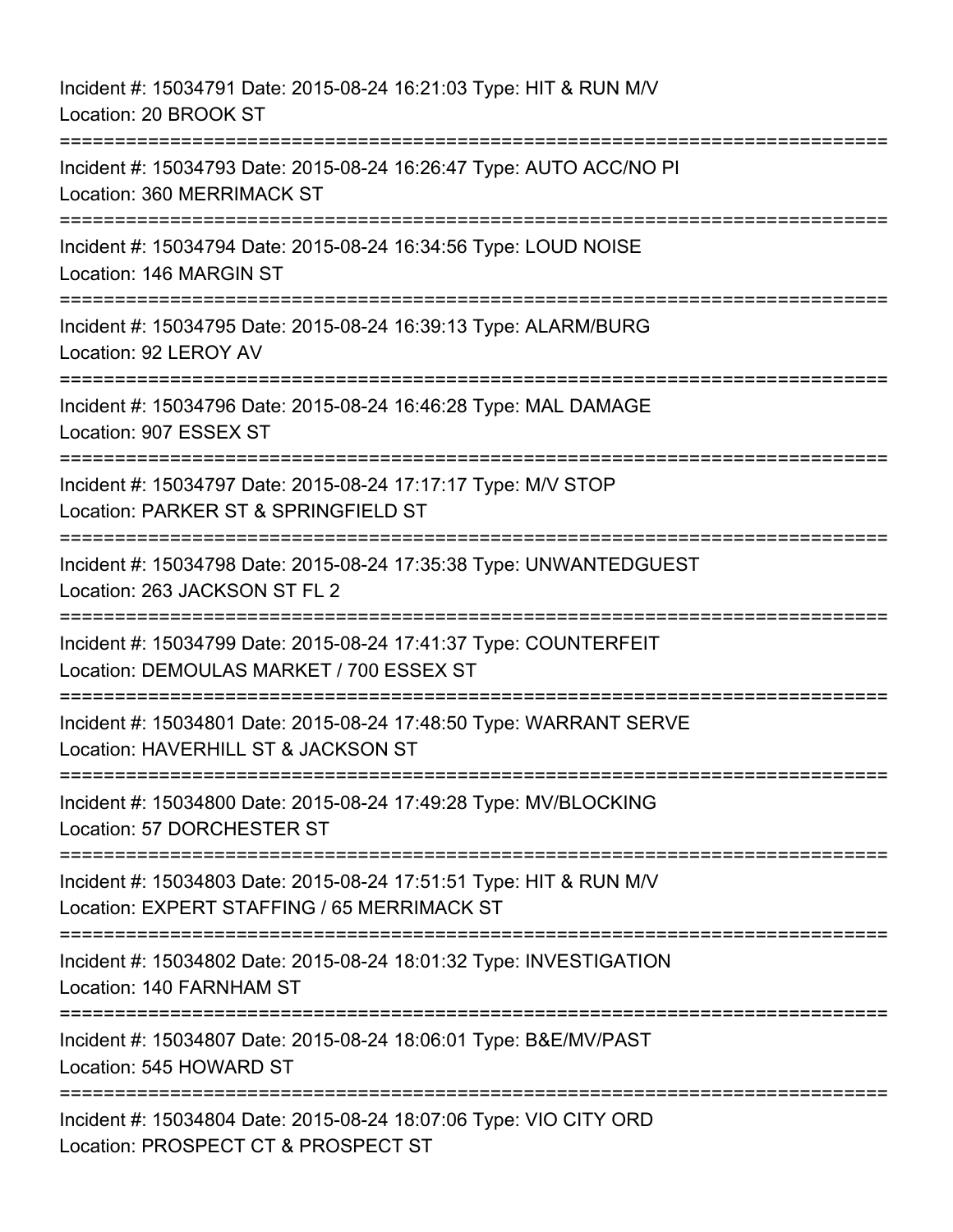Incident #: 15034791 Date: 2015-08-24 16:21:03 Type: HIT & RUN M/V
Location: 20 BROOK ST

===========================================================================

Incident #: 15034793 Date: 2015-08-24 16:26:47 Type: AUTO ACC/NO PI
Location: 360 MERRIMACK ST

===========================================================================

Incident #: 15034794 Date: 2015-08-24 16:34:56 Type: LOUD NOISE
Location: 146 MARGIN ST

===========================================================================

Incident #: 15034795 Date: 2015-08-24 16:39:13 Type: ALARM/BURG
Location: 92 LEROY AV

===========================================================================

Incident #: 15034796 Date: 2015-08-24 16:46:28 Type: MAL DAMAGE
Location: 907 ESSEX ST

===========================================================================

Incident #: 15034797 Date: 2015-08-24 17:17:17 Type: M/V STOP
Location: PARKER ST & SPRINGFIELD ST

===========================================================================

Incident #: 15034798 Date: 2015-08-24 17:35:38 Type: UNWANTEDGUEST
Location: 263 JACKSON ST FL 2

===========================================================================

Incident #: 15034799 Date: 2015-08-24 17:41:37 Type: COUNTERFEIT
Location: DEMOULAS MARKET / 700 ESSEX ST

===========================================================================

Incident #: 15034801 Date: 2015-08-24 17:48:50 Type: WARRANT SERVE
Location: HAVERHILL ST & JACKSON ST

===========================================================================

Incident #: 15034800 Date: 2015-08-24 17:49:28 Type: MV/BLOCKING
Location: 57 DORCHESTER ST

===========================================================================

Incident #: 15034803 Date: 2015-08-24 17:51:51 Type: HIT & RUN M/V
Location: EXPERT STAFFING / 65 MERRIMACK ST

===========================================================================

Incident #: 15034802 Date: 2015-08-24 18:01:32 Type: INVESTIGATION
Location: 140 FARNHAM ST

===========================================================================

Incident #: 15034807 Date: 2015-08-24 18:06:01 Type: B&E/MV/PAST
Location: 545 HOWARD ST

===========================================================================

Incident #: 15034804 Date: 2015-08-24 18:07:06 Type: VIO CITY ORD
Location: PROSPECT CT & PROSPECT ST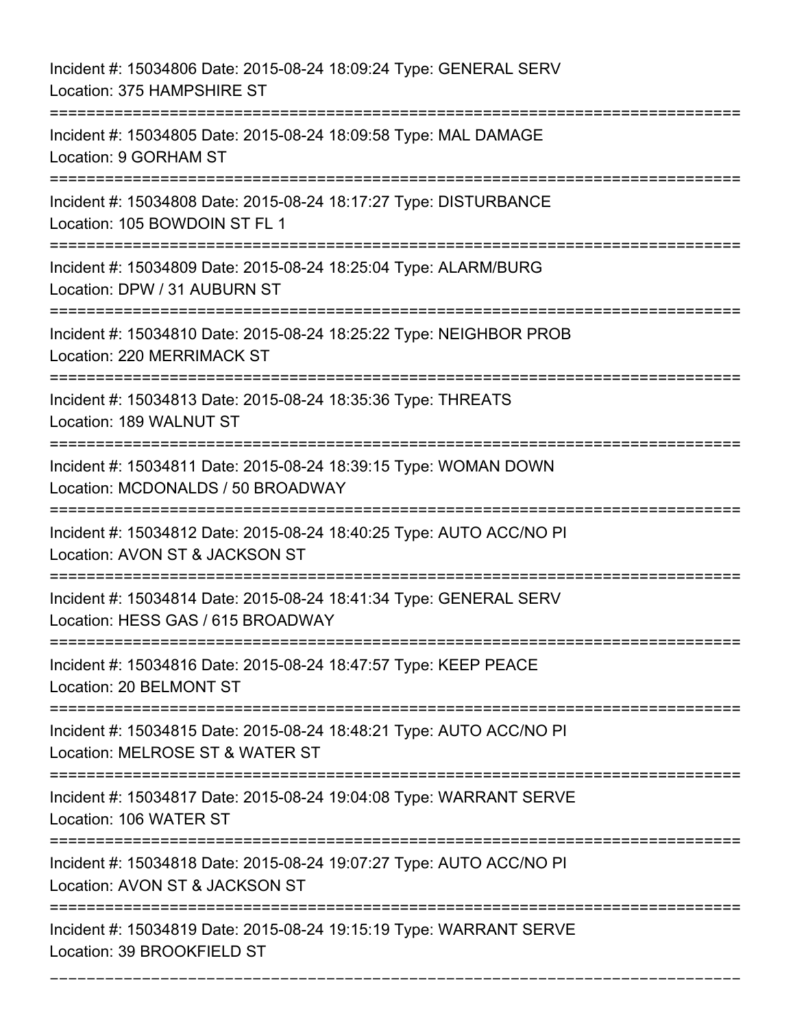Incident #: 15034806 Date: 2015-08-24 18:09:24 Type: GENERAL SERV
Location: 375 HAMPSHIRE ST

===========================================================================

Incident #: 15034805 Date: 2015-08-24 18:09:58 Type: MAL DAMAGE
Location: 9 GORHAM ST

===========================================================================

Incident #: 15034808 Date: 2015-08-24 18:17:27 Type: DISTURBANCE
Location: 105 BOWDOIN ST FL 1

===========================================================================

Incident #: 15034809 Date: 2015-08-24 18:25:04 Type: ALARM/BURG
Location: DPW / 31 AUBURN ST

===========================================================================

Incident #: 15034810 Date: 2015-08-24 18:25:22 Type: NEIGHBOR PROB
Location: 220 MERRIMACK ST

===========================================================================

Incident #: 15034813 Date: 2015-08-24 18:35:36 Type: THREATS
Location: 189 WALNUT ST

===========================================================================

Incident #: 15034811 Date: 2015-08-24 18:39:15 Type: WOMAN DOWN
Location: MCDONALDS / 50 BROADWAY

===========================================================================

Incident #: 15034812 Date: 2015-08-24 18:40:25 Type: AUTO ACC/NO PI
Location: AVON ST & JACKSON ST

===========================================================================

Incident #: 15034814 Date: 2015-08-24 18:41:34 Type: GENERAL SERV
Location: HESS GAS / 615 BROADWAY

===========================================================================

Incident #: 15034816 Date: 2015-08-24 18:47:57 Type: KEEP PEACE
Location: 20 BELMONT ST

===========================================================================

Incident #: 15034815 Date: 2015-08-24 18:48:21 Type: AUTO ACC/NO PI
Location: MELROSE ST & WATER ST

===========================================================================

Incident #: 15034817 Date: 2015-08-24 19:04:08 Type: WARRANT SERVE
Location: 106 WATER ST

===========================================================================

Incident #: 15034818 Date: 2015-08-24 19:07:27 Type: AUTO ACC/NO PI
Location: AVON ST & JACKSON ST

===========================================================================

Incident #: 15034819 Date: 2015-08-24 19:15:19 Type: WARRANT SERVE
Location: 39 BROOKFIELD ST

===========================================================================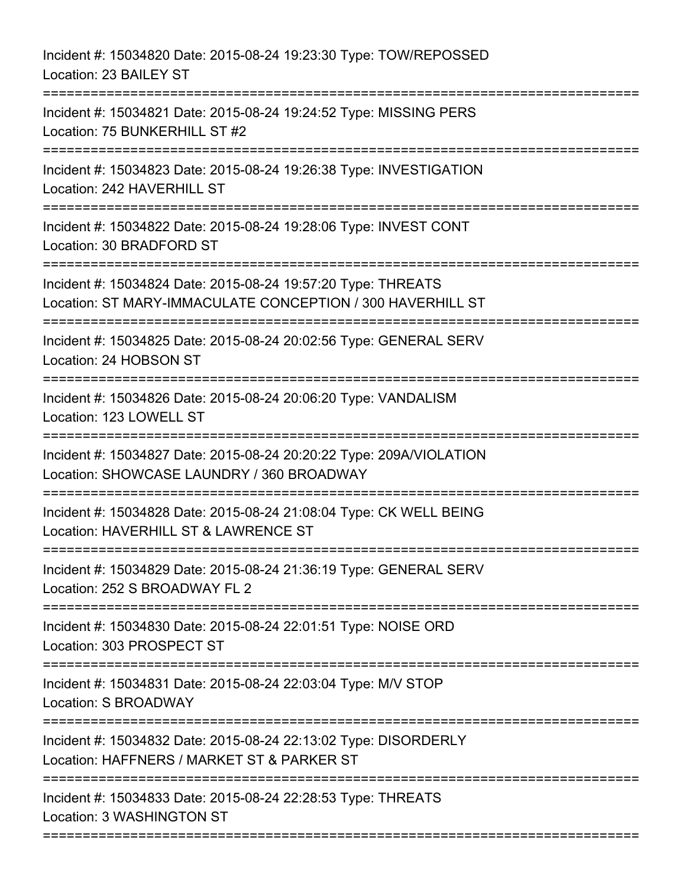Incident #: 15034820 Date: 2015-08-24 19:23:30 Type: TOW/REPOSSED
Location: 23 BAILEY ST

===========================================================================

Incident #: 15034821 Date: 2015-08-24 19:24:52 Type: MISSING PERS
Location: 75 BUNKERHILL ST #2

===========================================================================

Incident #: 15034823 Date: 2015-08-24 19:26:38 Type: INVESTIGATION
Location: 242 HAVERHILL ST

===========================================================================

Incident #: 15034822 Date: 2015-08-24 19:28:06 Type: INVEST CONT
Location: 30 BRADFORD ST

===========================================================================

Incident #: 15034824 Date: 2015-08-24 19:57:20 Type: THREATS
Location: ST MARY-IMMACULATE CONCEPTION / 300 HAVERHILL ST

===========================================================================

Incident #: 15034825 Date: 2015-08-24 20:02:56 Type: GENERAL SERV
Location: 24 HOBSON ST

===========================================================================

Incident #: 15034826 Date: 2015-08-24 20:06:20 Type: VANDALISM
Location: 123 LOWELL ST

===========================================================================

Incident #: 15034827 Date: 2015-08-24 20:20:22 Type: 209A/VIOLATION
Location: SHOWCASE LAUNDRY / 360 BROADWAY

===========================================================================

Incident #: 15034828 Date: 2015-08-24 21:08:04 Type: CK WELL BEING
Location: HAVERHILL ST & LAWRENCE ST

===========================================================================

Incident #: 15034829 Date: 2015-08-24 21:36:19 Type: GENERAL SERV
Location: 252 S BROADWAY FL 2

===========================================================================

Incident #: 15034830 Date: 2015-08-24 22:01:51 Type: NOISE ORD
Location: 303 PROSPECT ST

===========================================================================

Incident #: 15034831 Date: 2015-08-24 22:03:04 Type: M/V STOP
Location: S BROADWAY

===========================================================================

Incident #: 15034832 Date: 2015-08-24 22:13:02 Type: DISORDERLY
Location: HAFFNERS / MARKET ST & PARKER ST

===========================================================================

Incident #: 15034833 Date: 2015-08-24 22:28:53 Type: THREATS
Location: 3 WASHINGTON ST

===========================================================================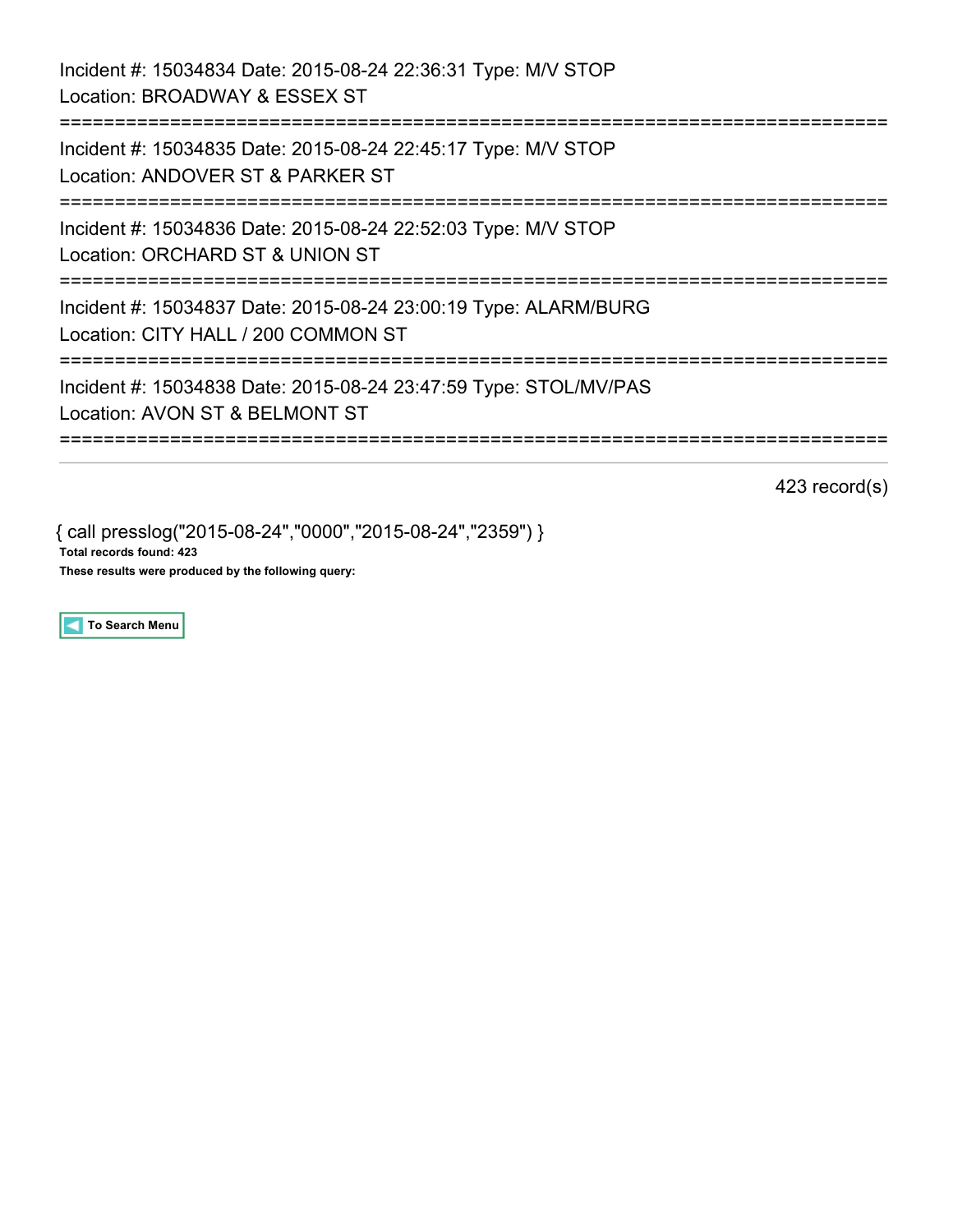Incident #: 15034834 Date: 2015-08-24 22:36:31 Type: M/V STOP
Location: BROADWAY & ESSEX ST

===========================================================================

Incident #: 15034835 Date: 2015-08-24 22:45:17 Type: M/V STOP
Location: ANDOVER ST & PARKER ST

===========================================================================

Incident #: 15034836 Date: 2015-08-24 22:52:03 Type: M/V STOP
Location: ORCHARD ST & UNION ST

===========================================================================

Incident #: 15034837 Date: 2015-08-24 23:00:19 Type: ALARM/BURG
Location: CITY HALL / 200 COMMON ST

===========================================================================

Incident #: 15034838 Date: 2015-08-24 23:47:59 Type: STOL/MV/PAS
Location: AVON ST & BELMONT ST

===========================================================================

423 record(s)

{ call presslog("2015-08-24","0000","2015-08-24","2359") }

**Total records found: 423**

**These results were produced by the following query:**

To Search Menu